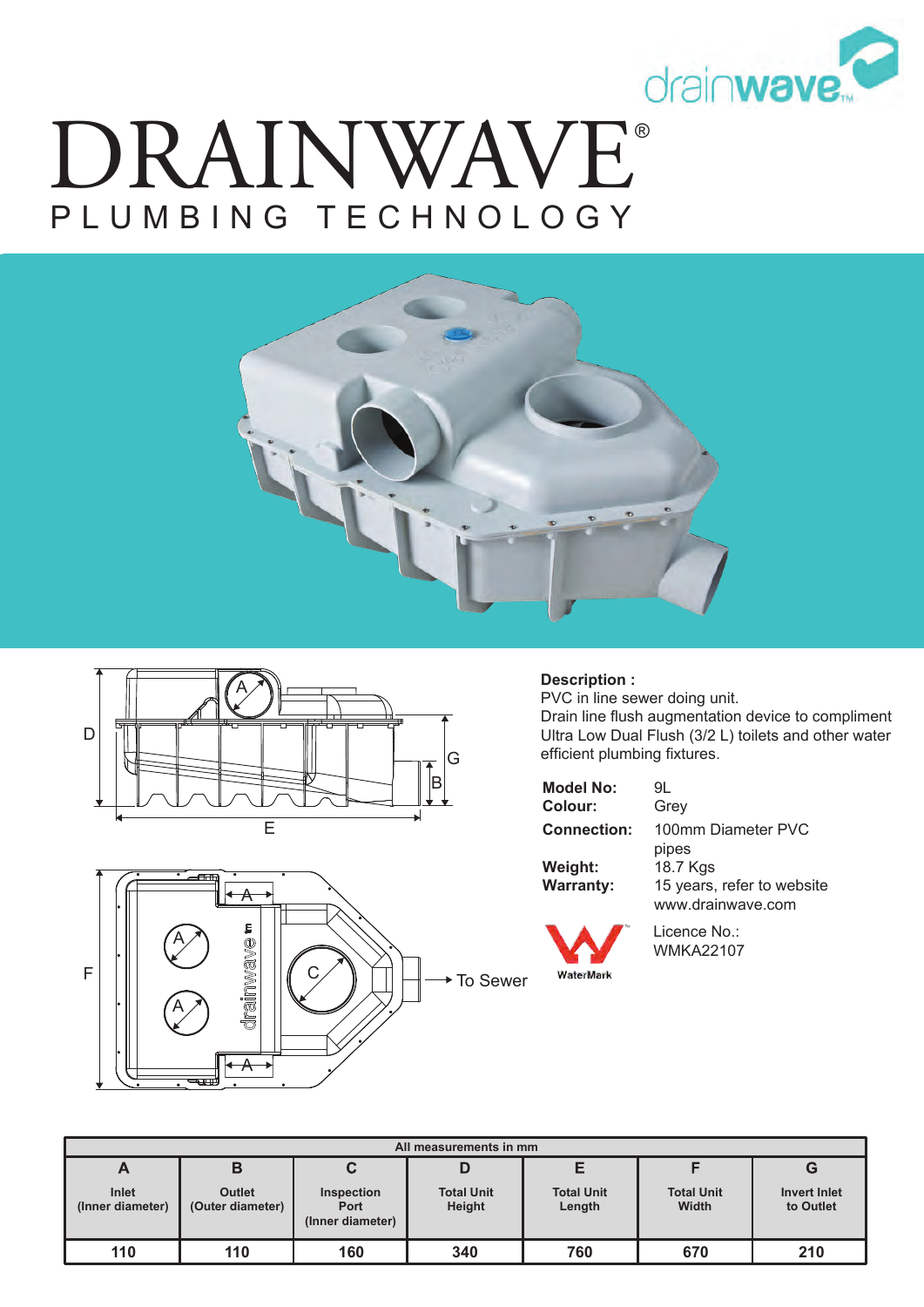# DRAINWAVE®

## PLUMBING TECHNOLOGY

**Description :**
PVC in line sewer doing unit.
Drain line flush augmentation device to compliment Ultra Low Dual Flush (3/2 L) toilets and other water efficient plumbing fixtures.

**Model No:** 9L
**Colour:** Grey
**Connection:** 100mm Diameter PVC pipes
**Weight:** 18.7 Kgs
**Warranty:** 15 years, refer to website www.drainwave.com

Licence No.: WMKA22107

| All measurements in mm | | | | | | |
|---|---|---|---|---|---|---|
| **A** Inlet (Inner diameter) | **B** Outlet (Outer diameter) | **C** Inspection Port (Inner diameter) | **D** Total Unit Height | **E** Total Unit Length | **F** Total Unit Width | **G** Invert Inlet to Outlet |
| 110 | 110 | 160 | 340 | 760 | 670 | 210 |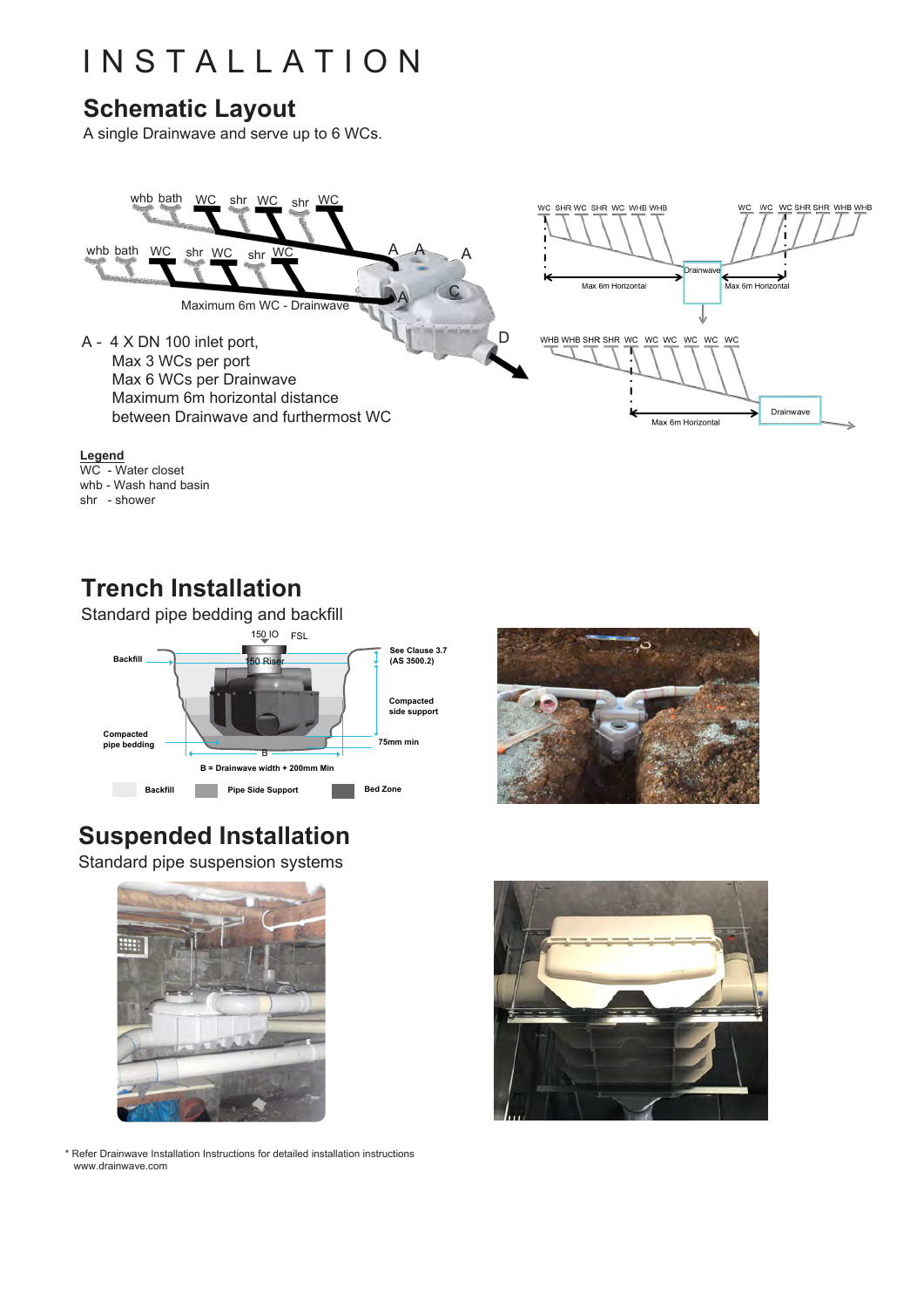# INSTALLATION

## Schematic Layout

A single Drainwave and serve up to 6 WCs.

whb bath WC shr WC shr WC

whb bath WC shr WC shr WC

A A A A C

Maximum 6m WC - Drainwave

D

A - 4 X DN 100 inlet port,
Max 3 WCs per port
Max 6 WCs per Drainwave
Maximum 6m horizontal distance
between Drainwave and furthermost WC

WC SHR WC SHR WC WHB WHB

Drainwave

Max 6m Horizontal

WC WC WC SHR SHR WHB WHB

Max 6m Horizontal

WHB WHB SHR SHR WC WC WC WC WC WC

Max 6m Horizontal

Drainwave

**Legend**
WC - Water closet
whb - Wash hand basin
shr - shower

## Trench Installation

Standard pipe bedding and backfill

150 IO FSL

150 Riser

Backfill

See Clause 3.7 (AS 3500.2)

Compacted side support

Compacted pipe bedding

75mm min

B

B = Drainwave width + 200mm Min

Backfill

Pipe Side Support

Bed Zone

## Suspended Installation

Standard pipe suspension systems

* Refer Drainwave Installation Instructions for detailed installation instructions
www.drainwave.com